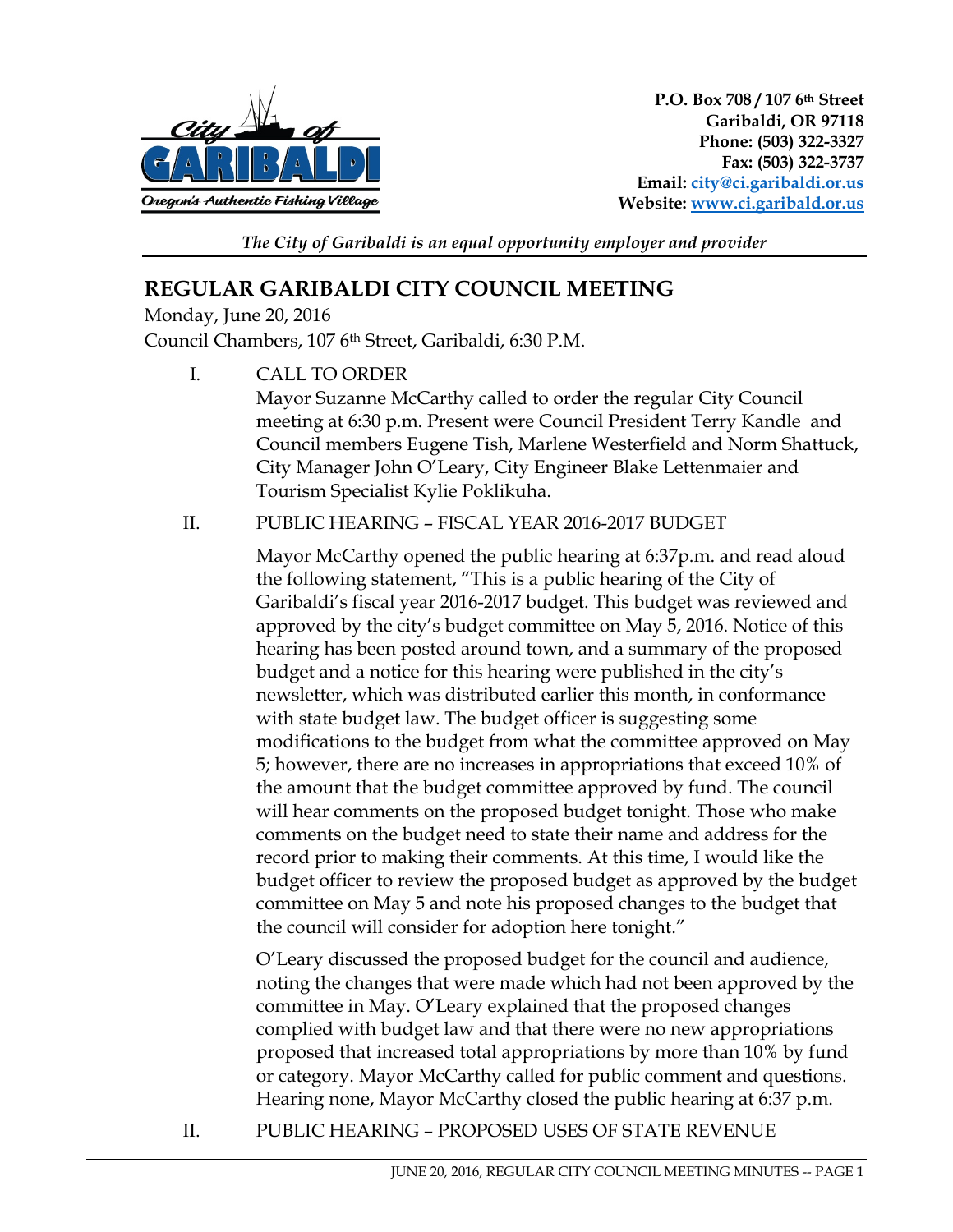P.O. Box 708 / 107 6th Street
Garibaldi, OR 97118
Phone: (503) 322-3327
Fax: (503) 322-3737
Email: city@ci.garibaldi.or.us
Website: www.ci.garibald.or.us

*The City of Garibaldi is an equal opportunity employer and provider*

## REGULAR GARIBALDI CITY COUNCIL MEETING

Monday, June 20, 2016
Council Chambers, 107 6th Street, Garibaldi, 6:30 P.M.

I. CALL TO ORDER

Mayor Suzanne McCarthy called to order the regular City Council meeting at 6:30 p.m. Present were Council President Terry Kandle and Council members Eugene Tish, Marlene Westerfield and Norm Shattuck, City Manager John O'Leary, City Engineer Blake Lettenmaier and Tourism Specialist Kylie Poklikuha.

II. PUBLIC HEARING – FISCAL YEAR 2016-2017 BUDGET

Mayor McCarthy opened the public hearing at 6:37p.m. and read aloud the following statement, "This is a public hearing of the City of Garibaldi's fiscal year 2016-2017 budget. This budget was reviewed and approved by the city's budget committee on May 5, 2016. Notice of this hearing has been posted around town, and a summary of the proposed budget and a notice for this hearing were published in the city's newsletter, which was distributed earlier this month, in conformance with state budget law. The budget officer is suggesting some modifications to the budget from what the committee approved on May 5; however, there are no increases in appropriations that exceed 10% of the amount that the budget committee approved by fund. The council will hear comments on the proposed budget tonight. Those who make comments on the budget need to state their name and address for the record prior to making their comments. At this time, I would like the budget officer to review the proposed budget as approved by the budget committee on May 5 and note his proposed changes to the budget that the council will consider for adoption here tonight."

O'Leary discussed the proposed budget for the council and audience, noting the changes that were made which had not been approved by the committee in May. O'Leary explained that the proposed changes complied with budget law and that there were no new appropriations proposed that increased total appropriations by more than 10% by fund or category. Mayor McCarthy called for public comment and questions. Hearing none, Mayor McCarthy closed the public hearing at 6:37 p.m.

II. PUBLIC HEARING – PROPOSED USES OF STATE REVENUE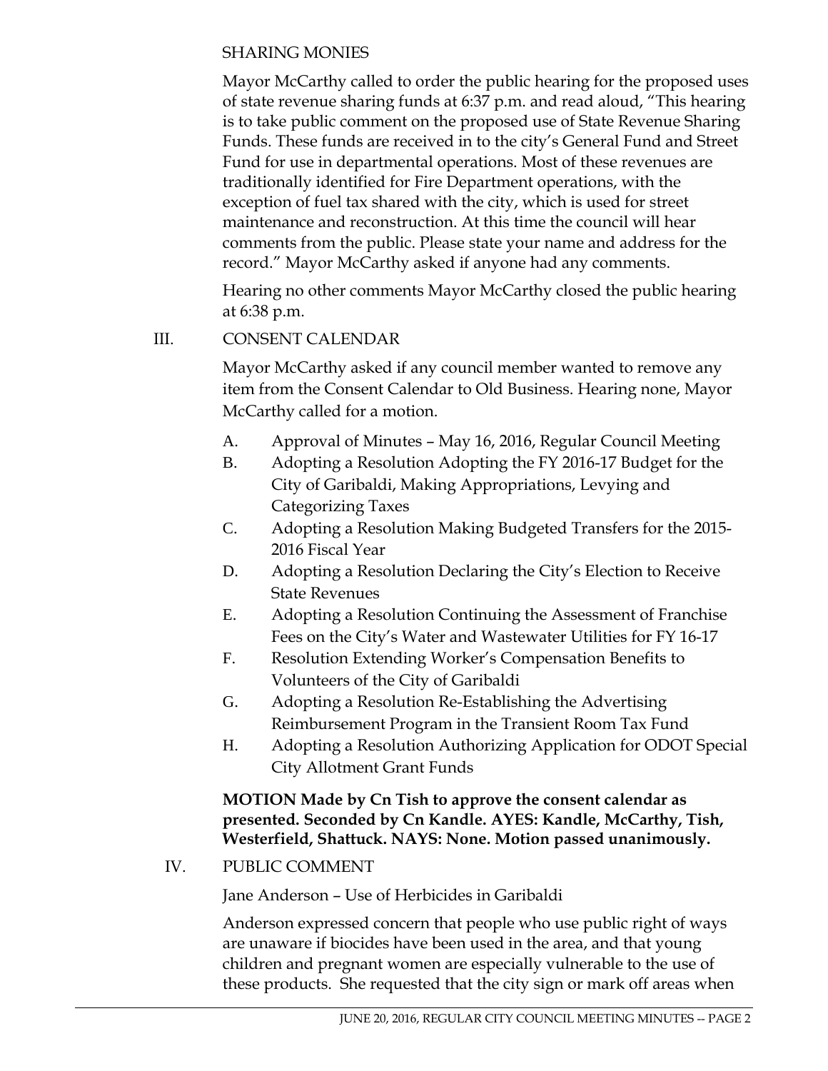SHARING MONIES

Mayor McCarthy called to order the public hearing for the proposed uses of state revenue sharing funds at 6:37 p.m. and read aloud, "This hearing is to take public comment on the proposed use of State Revenue Sharing Funds. These funds are received in to the city's General Fund and Street Fund for use in departmental operations. Most of these revenues are traditionally identified for Fire Department operations, with the exception of fuel tax shared with the city, which is used for street maintenance and reconstruction. At this time the council will hear comments from the public. Please state your name and address for the record." Mayor McCarthy asked if anyone had any comments.

Hearing no other comments Mayor McCarthy closed the public hearing at 6:38 p.m.

## III. CONSENT CALENDAR

Mayor McCarthy asked if any council member wanted to remove any item from the Consent Calendar to Old Business. Hearing none, Mayor McCarthy called for a motion.

A. Approval of Minutes – May 16, 2016, Regular Council Meeting
B. Adopting a Resolution Adopting the FY 2016-17 Budget for the City of Garibaldi, Making Appropriations, Levying and Categorizing Taxes
C. Adopting a Resolution Making Budgeted Transfers for the 2015-2016 Fiscal Year
D. Adopting a Resolution Declaring the City's Election to Receive State Revenues
E. Adopting a Resolution Continuing the Assessment of Franchise Fees on the City's Water and Wastewater Utilities for FY 16-17
F. Resolution Extending Worker's Compensation Benefits to Volunteers of the City of Garibaldi
G. Adopting a Resolution Re-Establishing the Advertising Reimbursement Program in the Transient Room Tax Fund
H. Adopting a Resolution Authorizing Application for ODOT Special City Allotment Grant Funds

**MOTION Made by Cn Tish to approve the consent calendar as presented. Seconded by Cn Kandle. AYES: Kandle, McCarthy, Tish, Westerfield, Shattuck. NAYS: None. Motion passed unanimously.**

## IV. PUBLIC COMMENT

Jane Anderson – Use of Herbicides in Garibaldi

Anderson expressed concern that people who use public right of ways are unaware if biocides have been used in the area, and that young children and pregnant women are especially vulnerable to the use of these products. She requested that the city sign or mark off areas when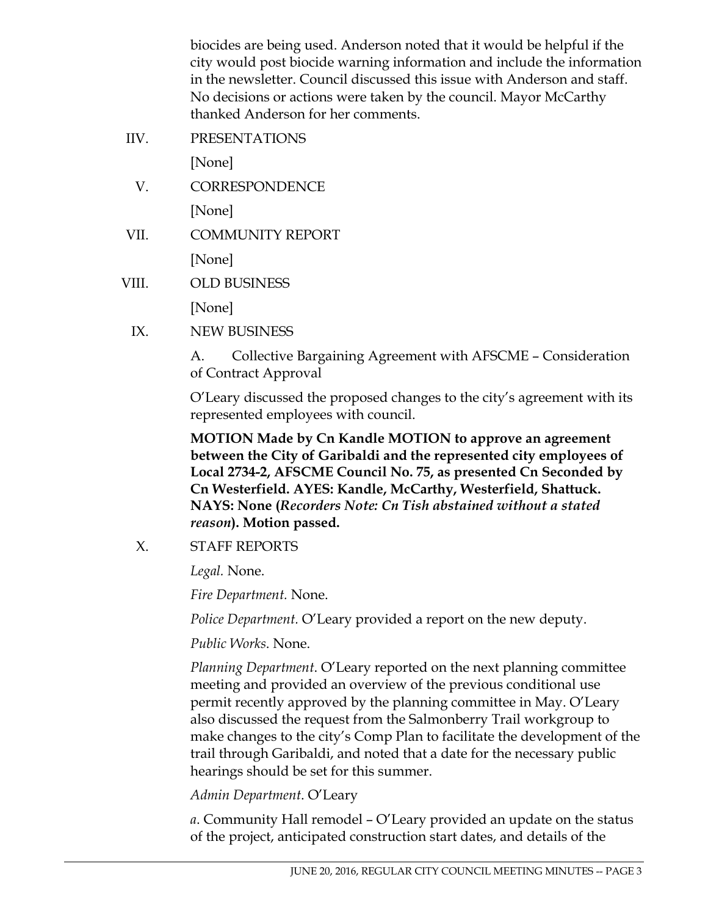biocides are being used. Anderson noted that it would be helpful if the city would post biocide warning information and include the information in the newsletter. Council discussed this issue with Anderson and staff. No decisions or actions were taken by the council. Mayor McCarthy thanked Anderson for her comments.

IIV. PRESENTATIONS

[None]

V. CORRESPONDENCE

[None]

VII. COMMUNITY REPORT

[None]

VIII. OLD BUSINESS

[None]

IX. NEW BUSINESS

A. Collective Bargaining Agreement with AFSCME – Consideration of Contract Approval

O'Leary discussed the proposed changes to the city's agreement with its represented employees with council.

**MOTION Made by Cn Kandle MOTION to approve an agreement between the City of Garibaldi and the represented city employees of Local 2734-2, AFSCME Council No. 75, as presented Cn Seconded by Cn Westerfield. AYES: Kandle, McCarthy, Westerfield, Shattuck. NAYS: None (*Recorders Note: Cn Tish abstained without a stated reason*). Motion passed.**

X. STAFF REPORTS

*Legal.* None.

*Fire Department.* None.

*Police Department.* O'Leary provided a report on the new deputy.

*Public Works*. None.

*Planning Department*. O'Leary reported on the next planning committee meeting and provided an overview of the previous conditional use permit recently approved by the planning committee in May. O'Leary also discussed the request from the Salmonberry Trail workgroup to make changes to the city's Comp Plan to facilitate the development of the trail through Garibaldi, and noted that a date for the necessary public hearings should be set for this summer.

*Admin Department*. O'Leary

*a*. Community Hall remodel – O'Leary provided an update on the status of the project, anticipated construction start dates, and details of the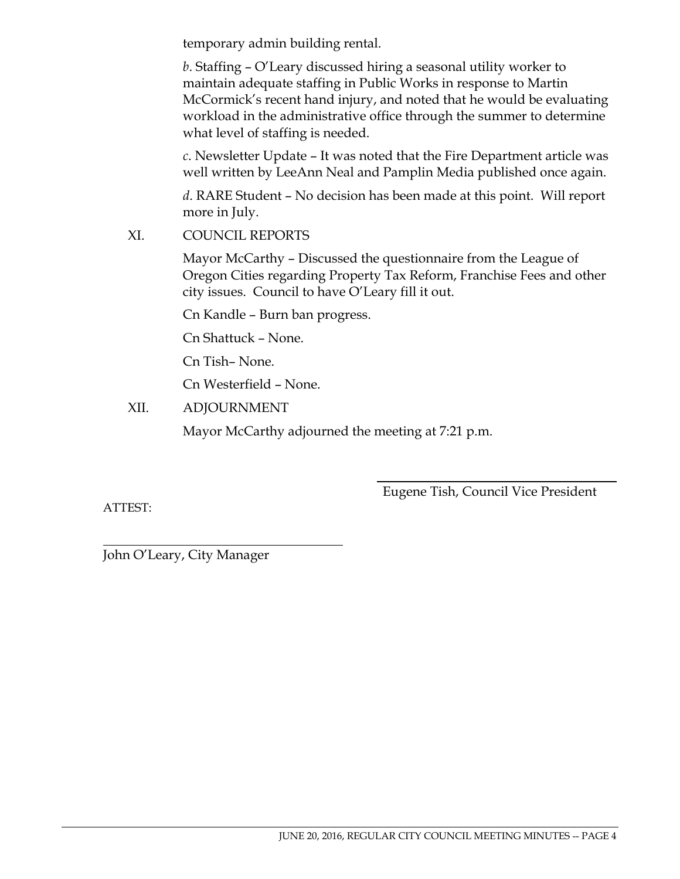temporary admin building rental.

*b*. Staffing – O'Leary discussed hiring a seasonal utility worker to maintain adequate staffing in Public Works in response to Martin McCormick's recent hand injury, and noted that he would be evaluating workload in the administrative office through the summer to determine what level of staffing is needed.

*c*. Newsletter Update – It was noted that the Fire Department article was well written by LeeAnn Neal and Pamplin Media published once again.

*d*. RARE Student – No decision has been made at this point. Will report more in July.

XI. COUNCIL REPORTS

Mayor McCarthy – Discussed the questionnaire from the League of Oregon Cities regarding Property Tax Reform, Franchise Fees and other city issues. Council to have O'Leary fill it out.

Cn Kandle – Burn ban progress.

Cn Shattuck – None.

Cn Tish– None.

Cn Westerfield – None.

XII. ADJOURNMENT

Mayor McCarthy adjourned the meeting at 7:21 p.m.

Eugene Tish, Council Vice President

ATTEST:

John O'Leary, City Manager